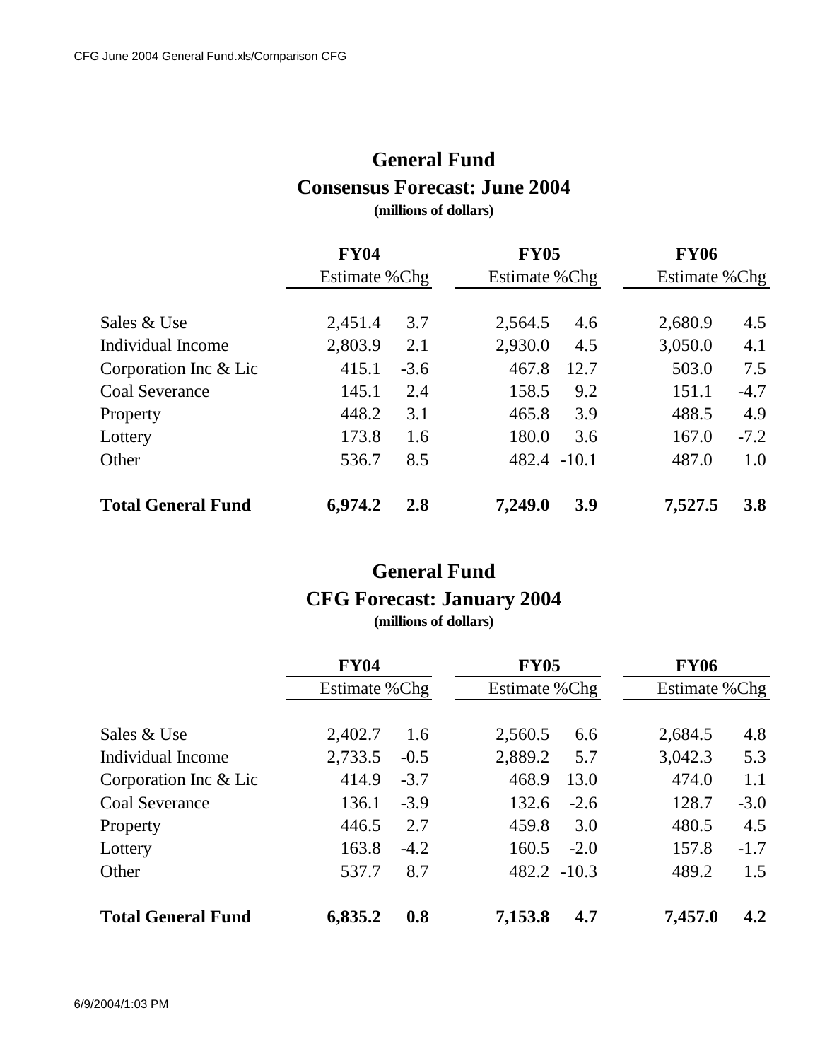# General Fund

## Consensus Forecast: June 2004

**(millions of dollars)**

| | FY04 | | FY05 | | FY06 | |
|---|---|---|---|---|---|---|
| | Estimate | %Chg | Estimate | %Chg | Estimate | %Chg |
| Sales & Use | 2,451.4 | 3.7 | 2,564.5 | 4.6 | 2,680.9 | 4.5 |
| Individual Income | 2,803.9 | 2.1 | 2,930.0 | 4.5 | 3,050.0 | 4.1 |
| Corporation Inc & Lic | 415.1 | -3.6 | 467.8 | 12.7 | 503.0 | 7.5 |
| Coal Severance | 145.1 | 2.4 | 158.5 | 9.2 | 151.1 | -4.7 |
| Property | 448.2 | 3.1 | 465.8 | 3.9 | 488.5 | 4.9 |
| Lottery | 173.8 | 1.6 | 180.0 | 3.6 | 167.0 | -7.2 |
| Other | 536.7 | 8.5 | 482.4 | -10.1 | 487.0 | 1.0 |
| **Total General Fund** | **6,974.2** | **2.8** | **7,249.0** | **3.9** | **7,527.5** | **3.8** |

# General Fund

## CFG Forecast: January 2004

**(millions of dollars)**

| | FY04 | | FY05 | | FY06 | |
|---|---|---|---|---|---|---|
| | Estimate | %Chg | Estimate | %Chg | Estimate | %Chg |
| Sales & Use | 2,402.7 | 1.6 | 2,560.5 | 6.6 | 2,684.5 | 4.8 |
| Individual Income | 2,733.5 | -0.5 | 2,889.2 | 5.7 | 3,042.3 | 5.3 |
| Corporation Inc & Lic | 414.9 | -3.7 | 468.9 | 13.0 | 474.0 | 1.1 |
| Coal Severance | 136.1 | -3.9 | 132.6 | -2.6 | 128.7 | -3.0 |
| Property | 446.5 | 2.7 | 459.8 | 3.0 | 480.5 | 4.5 |
| Lottery | 163.8 | -4.2 | 160.5 | -2.0 | 157.8 | -1.7 |
| Other | 537.7 | 8.7 | 482.2 | -10.3 | 489.2 | 1.5 |
| **Total General Fund** | **6,835.2** | **0.8** | **7,153.8** | **4.7** | **7,457.0** | **4.2** |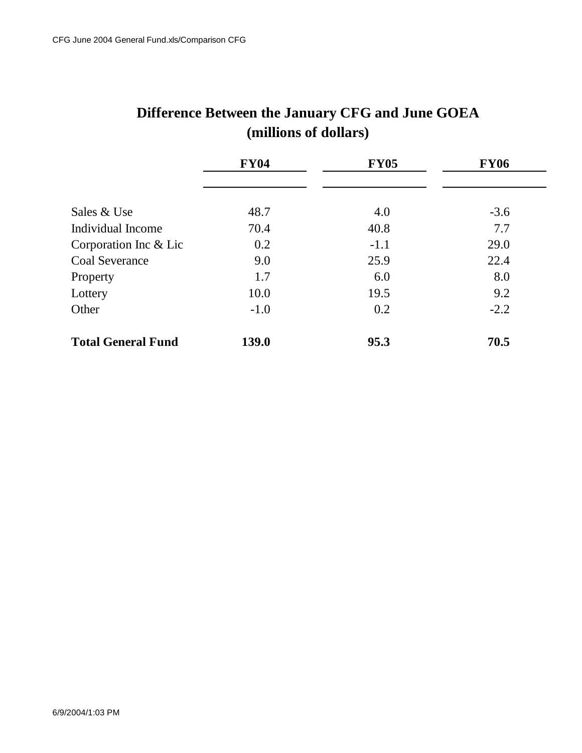# Difference Between the January CFG and June GOEA
## (millions of dollars)

| | FY04 | FY05 | FY06 |
|---|---|---|---|
| Sales & Use | 48.7 | 4.0 | -3.6 |
| Individual Income | 70.4 | 40.8 | 7.7 |
| Corporation Inc & Lic | 0.2 | -1.1 | 29.0 |
| Coal Severance | 9.0 | 25.9 | 22.4 |
| Property | 1.7 | 6.0 | 8.0 |
| Lottery | 10.0 | 19.5 | 9.2 |
| Other | -1.0 | 0.2 | -2.2 |
| **Total General Fund** | **139.0** | **95.3** | **70.5** |